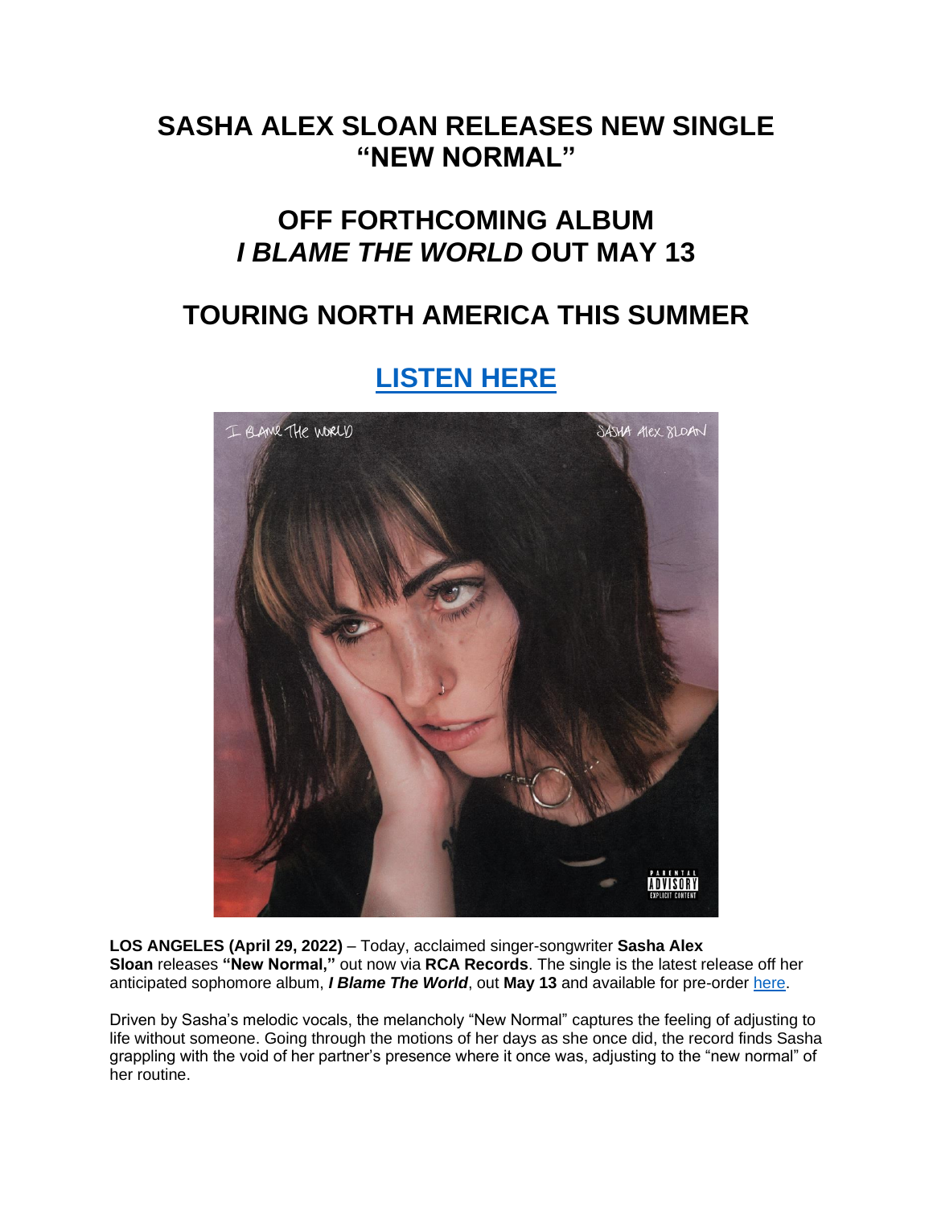# SASHA ALEX SLOAN RELEASES NEW SINGLE "NEW NORMAL"

## OFF FORTHCOMING ALBUM *I BLAME THE WORLD* OUT MAY 13

## TOURING NORTH AMERICA THIS SUMMER

## [LISTEN HERE]()

**LOS ANGELES (April 29, 2022)** – Today, acclaimed singer-songwriter **Sasha Alex Sloan** releases **"New Normal,"** out now via **RCA Records**. The single is the latest release off her anticipated sophomore album, ***I Blame The World***, out **May 13** and available for pre-order [here]().

Driven by Sasha's melodic vocals, the melancholy "New Normal" captures the feeling of adjusting to life without someone. Going through the motions of her days as she once did, the record finds Sasha grappling with the void of her partner's presence where it once was, adjusting to the "new normal" of her routine.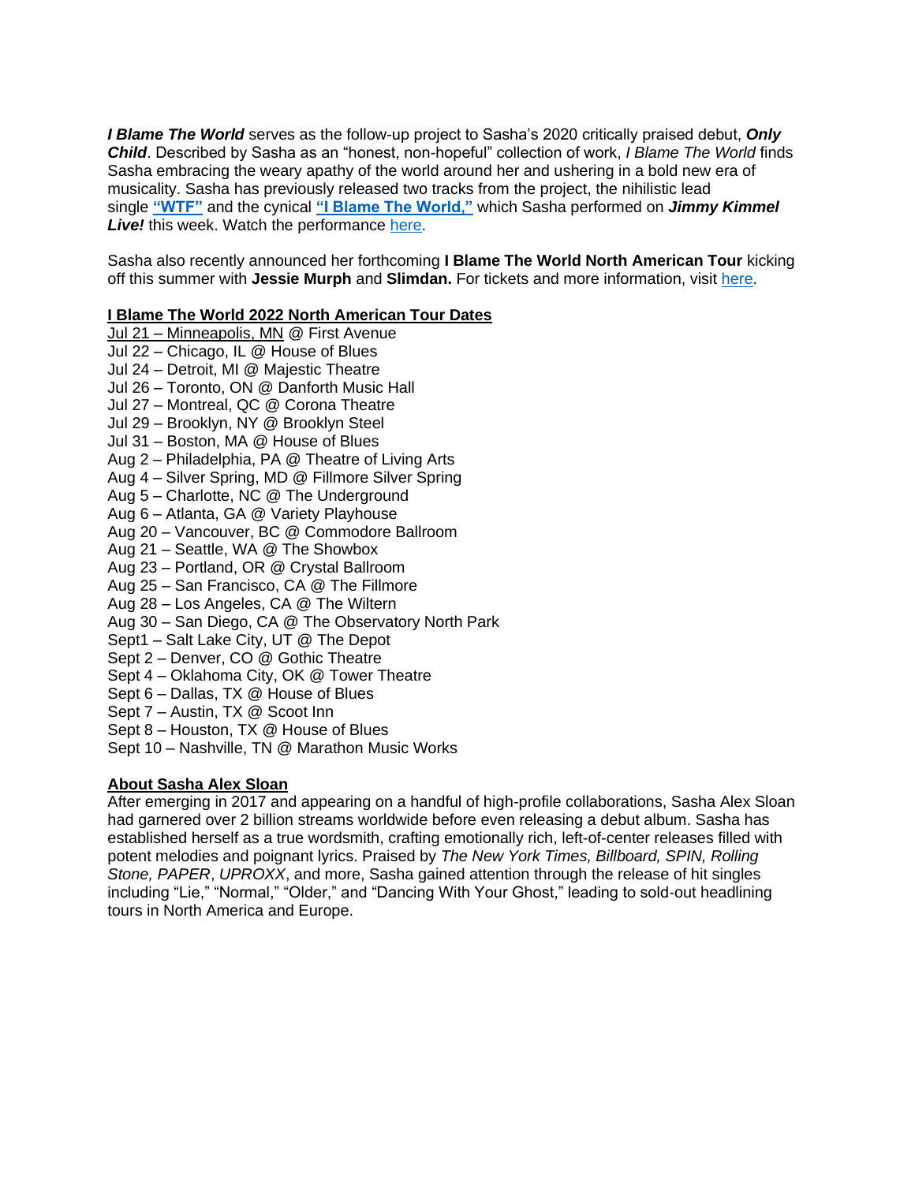***I Blame The World*** serves as the follow-up project to Sasha's 2020 critically praised debut, ***Only Child***. Described by Sasha as an "honest, non-hopeful" collection of work, *I Blame The World* finds Sasha embracing the weary apathy of the world around her and ushering in a bold new era of musicality. Sasha has previously released two tracks from the project, the nihilistic lead single **"WTF"** and the cynical **"I Blame The World,"** which Sasha performed on ***Jimmy Kimmel Live!*** this week. Watch the performance here.

Sasha also recently announced her forthcoming **I Blame The World North American Tour** kicking off this summer with **Jessie Murph** and **Slimdan.** For tickets and more information, visit here.

**I Blame The World 2022 North American Tour Dates**

Jul 21 – Minneapolis, MN @ First Avenue
Jul 22 – Chicago, IL @ House of Blues
Jul 24 – Detroit, MI @ Majestic Theatre
Jul 26 – Toronto, ON @ Danforth Music Hall
Jul 27 – Montreal, QC @ Corona Theatre
Jul 29 – Brooklyn, NY @ Brooklyn Steel
Jul 31 – Boston, MA @ House of Blues
Aug 2 – Philadelphia, PA @ Theatre of Living Arts
Aug 4 – Silver Spring, MD @ Fillmore Silver Spring
Aug 5 – Charlotte, NC @ The Underground
Aug 6 – Atlanta, GA @ Variety Playhouse
Aug 20 – Vancouver, BC @ Commodore Ballroom
Aug 21 – Seattle, WA @ The Showbox
Aug 23 – Portland, OR @ Crystal Ballroom
Aug 25 – San Francisco, CA @ The Fillmore
Aug 28 – Los Angeles, CA @ The Wiltern
Aug 30 – San Diego, CA @ The Observatory North Park
Sept1 – Salt Lake City, UT @ The Depot
Sept 2 – Denver, CO @ Gothic Theatre
Sept 4 – Oklahoma City, OK @ Tower Theatre
Sept 6 – Dallas, TX @ House of Blues
Sept 7 – Austin, TX @ Scoot Inn
Sept 8 – Houston, TX @ House of Blues
Sept 10 – Nashville, TN @ Marathon Music Works

**About Sasha Alex Sloan**

After emerging in 2017 and appearing on a handful of high-profile collaborations, Sasha Alex Sloan had garnered over 2 billion streams worldwide before even releasing a debut album. Sasha has established herself as a true wordsmith, crafting emotionally rich, left-of-center releases filled with potent melodies and poignant lyrics. Praised by *The New York Times, Billboard, SPIN, Rolling Stone, PAPER*, *UPROXX*, and more, Sasha gained attention through the release of hit singles including "Lie," "Normal," "Older," and "Dancing With Your Ghost," leading to sold-out headlining tours in North America and Europe.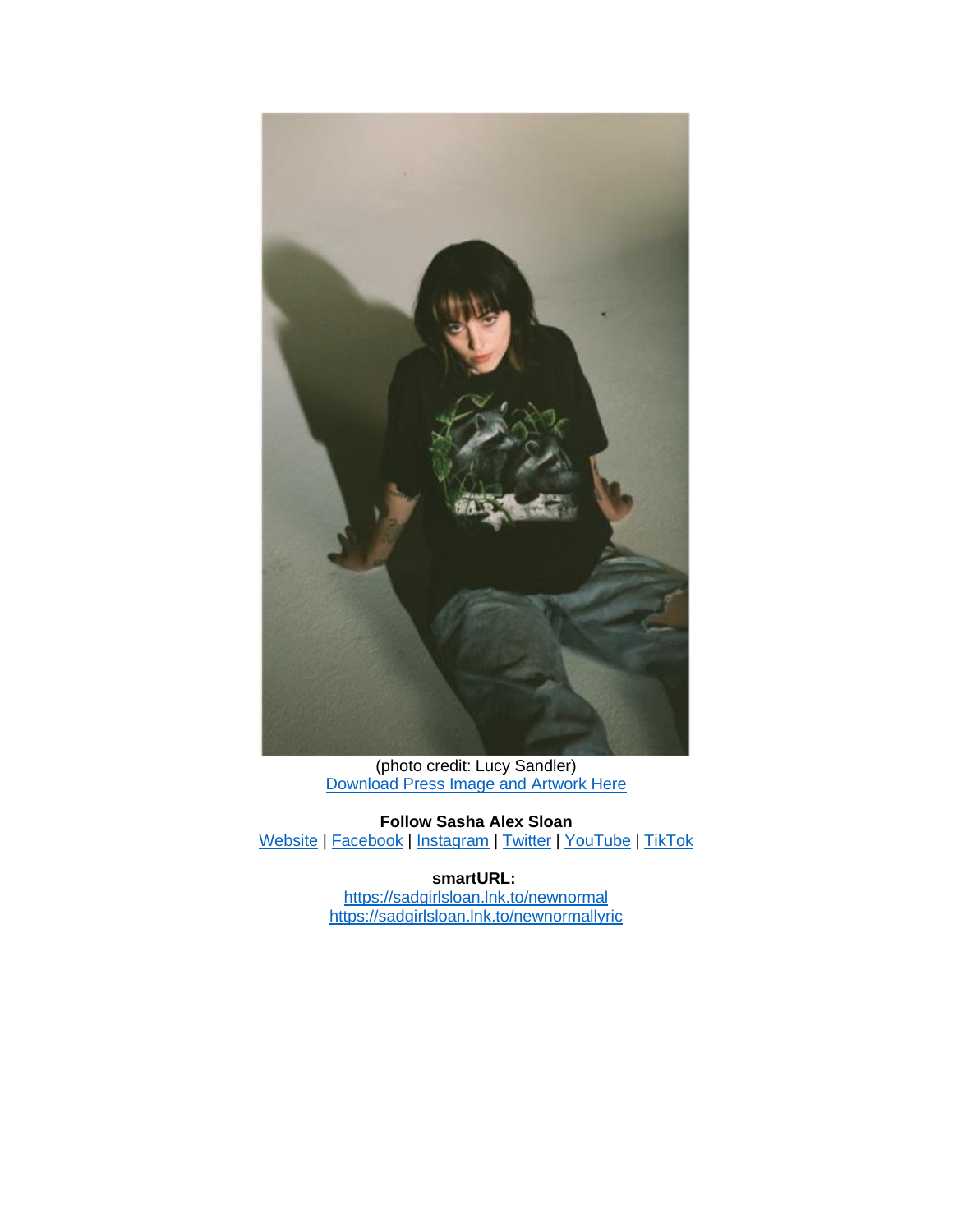(photo credit: Lucy Sandler)
Download Press Image and Artwork Here

**Follow Sasha Alex Sloan**
Website | Facebook | Instagram | Twitter | YouTube | TikTok

**smartURL:**
https://sadgirlsloan.lnk.to/newnormal
https://sadgirlsloan.lnk.to/newnormallyric